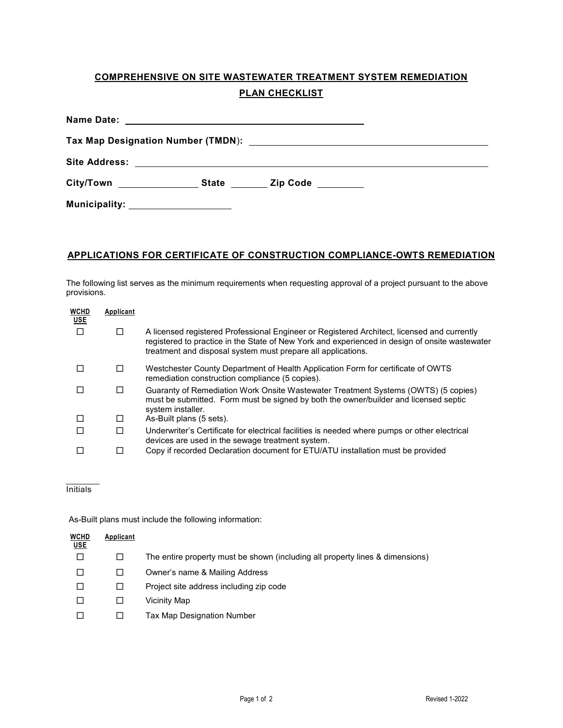# COMPREHENSIVE ON SITE WASTEWATER TREATMENT SYSTEM REMEDIATION PLAN CHECKLIST

**Name Date:** ______________________________

**Tax Map Designation Number (TMDN):** ______________________________

**Site Address:** ______________________________

**City/Town** ____________ **State** ______ **Zip Code** ______

**Municipality:** ______________

## APPLICATIONS FOR CERTIFICATE OF CONSTRUCTION COMPLIANCE-OWTS REMEDIATION

The following list serves as the minimum requirements when requesting approval of a project pursuant to the above provisions.

| WCHD USE | Applicant | |
|---|---|---|
| ☐ | ☐ | A licensed registered Professional Engineer or Registered Architect, licensed and currently registered to practice in the State of New York and experienced in design of onsite wastewater treatment and disposal system must prepare all applications. |
| ☐ | ☐ | Westchester County Department of Health Application Form for certificate of OWTS remediation construction compliance (5 copies). |
| ☐ | ☐ | Guaranty of Remediation Work Onsite Wastewater Treatment Systems (OWTS) (5 copies) must be submitted. Form must be signed by both the owner/builder and licensed septic system installer. |
| ☐ | ☐ | As-Built plans (5 sets). |
| ☐ | ☐ | Underwriter's Certificate for electrical facilities is needed where pumps or other electrical devices are used in the sewage treatment system. |
| ☐ | ☐ | Copy if recorded Declaration document for ETU/ATU installation must be provided |

______
Initials

As-Built plans must include the following information:

| WCHD USE | Applicant | |
|---|---|---|
| ☐ | ☐ | The entire property must be shown (including all property lines & dimensions) |
| ☐ | ☐ | Owner's name & Mailing Address |
| ☐ | ☐ | Project site address including zip code |
| ☐ | ☐ | Vicinity Map |
| ☐ | ☐ | Tax Map Designation Number |

Revised 1-2022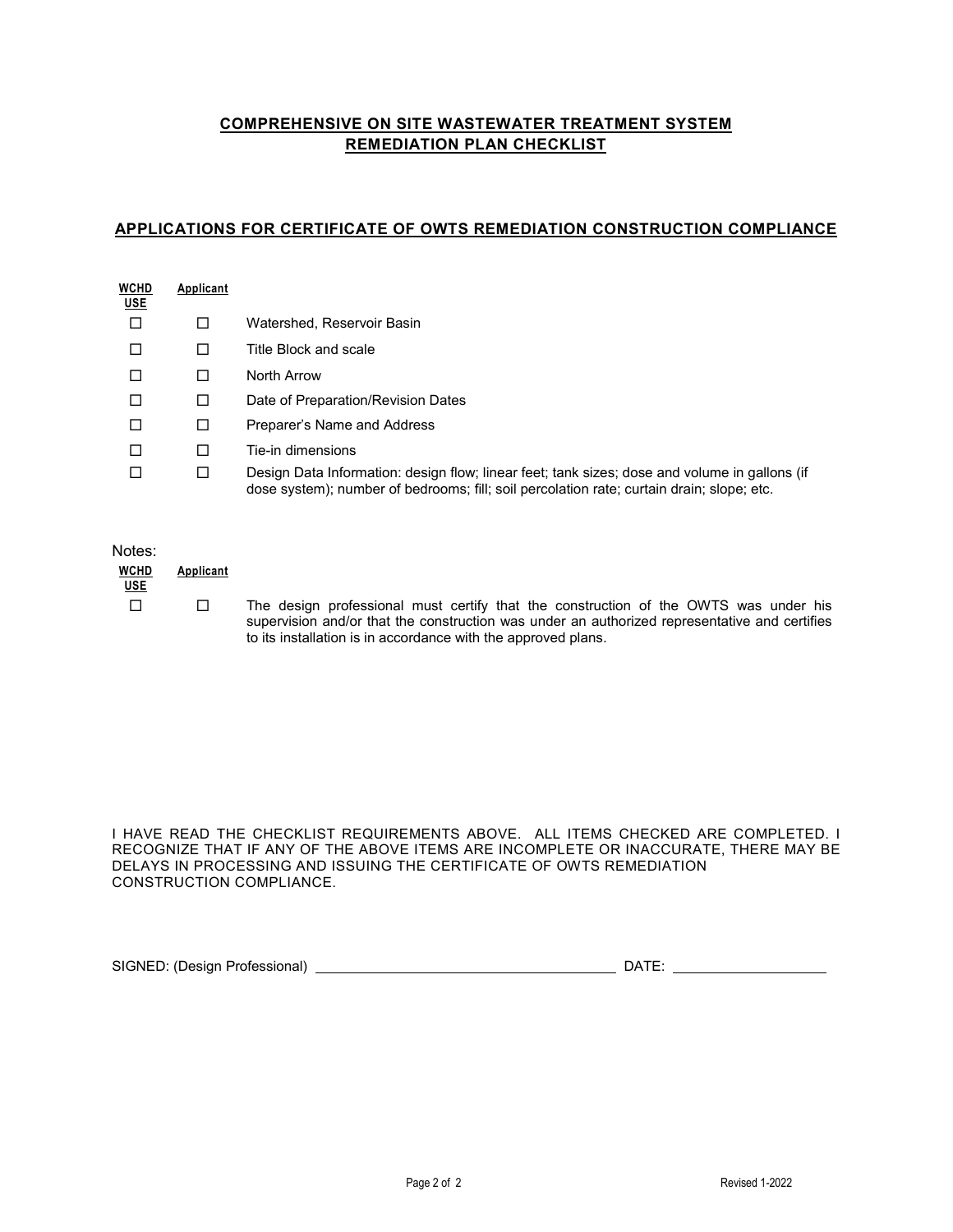## COMPREHENSIVE ON SITE WASTEWATER TREATMENT SYSTEM REMEDIATION PLAN CHECKLIST

### APPLICATIONS FOR CERTIFICATE OF OWTS REMEDIATION CONSTRUCTION COMPLIANCE

| WCHD USE | Applicant | |
|---|---|---|
| ☐ | ☐ | Watershed, Reservoir Basin |
| ☐ | ☐ | Title Block and scale |
| ☐ | ☐ | North Arrow |
| ☐ | ☐ | Date of Preparation/Revision Dates |
| ☐ | ☐ | Preparer's Name and Address |
| ☐ | ☐ | Tie-in dimensions |
| ☐ | ☐ | Design Data Information: design flow; linear feet; tank sizes; dose and volume in gallons (if dose system); number of bedrooms; fill; soil percolation rate; curtain drain; slope; etc. |

Notes:

| WCHD USE | Applicant | |
|---|---|---|
| ☐ | ☐ | The design professional must certify that the construction of the OWTS was under his supervision and/or that the construction was under an authorized representative and certifies to its installation is in accordance with the approved plans. |

I HAVE READ THE CHECKLIST REQUIREMENTS ABOVE. ALL ITEMS CHECKED ARE COMPLETED. I RECOGNIZE THAT IF ANY OF THE ABOVE ITEMS ARE INCOMPLETE OR INACCURATE, THERE MAY BE DELAYS IN PROCESSING AND ISSUING THE CERTIFICATE OF OWTS REMEDIATION CONSTRUCTION COMPLIANCE.

SIGNED: (Design Professional) ______________________________ DATE: ________________

Revised 1-2022